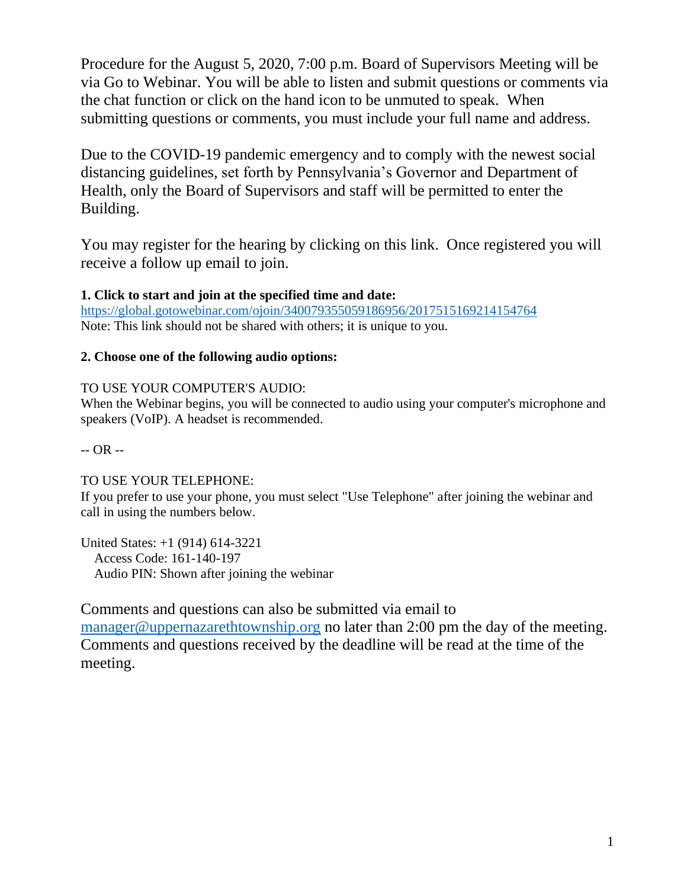Procedure for the August 5, 2020, 7:00 p.m. Board of Supervisors Meeting will be via Go to Webinar. You will be able to listen and submit questions or comments via the chat function or click on the hand icon to be unmuted to speak. When submitting questions or comments, you must include your full name and address.

Due to the COVID-19 pandemic emergency and to comply with the newest social distancing guidelines, set forth by Pennsylvania's Governor and Department of Health, only the Board of Supervisors and staff will be permitted to enter the Building.

You may register for the hearing by clicking on this link. Once registered you will receive a follow up email to join.

**1. Click to start and join at the specified time and date:**
https://global.gotowebinar.com/ojoin/3400793550591869561/2017515169214154764
Note: This link should not be shared with others; it is unique to you.

**2. Choose one of the following audio options:**

TO USE YOUR COMPUTER'S AUDIO:
When the Webinar begins, you will be connected to audio using your computer's microphone and speakers (VoIP). A headset is recommended.

-- OR --

TO USE YOUR TELEPHONE:
If you prefer to use your phone, you must select "Use Telephone" after joining the webinar and call in using the numbers below.

United States: +1 (914) 614-3221
Access Code: 161-140-197
Audio PIN: Shown after joining the webinar

Comments and questions can also be submitted via email to manager@uppernazarethtownship.org no later than 2:00 pm the day of the meeting. Comments and questions received by the deadline will be read at the time of the meeting.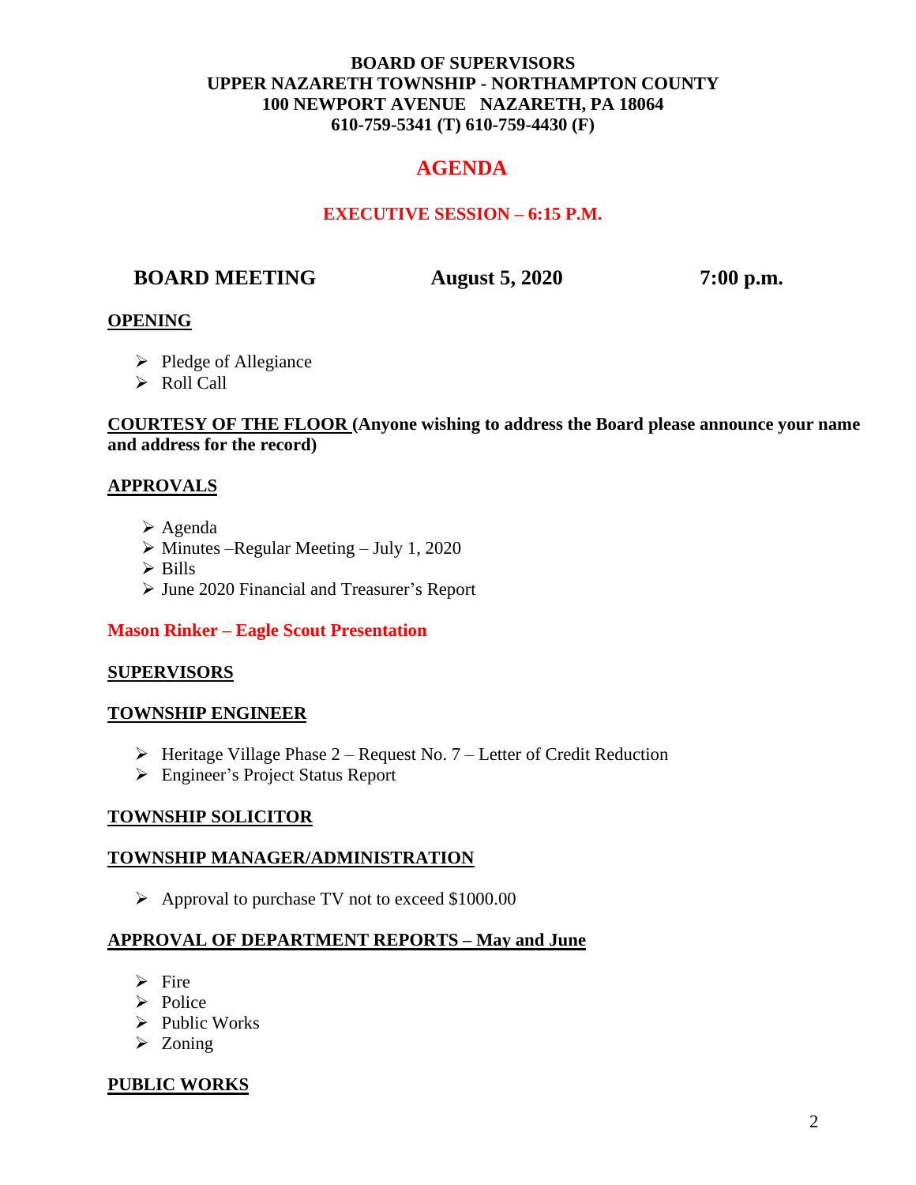**BOARD OF SUPERVISORS**
**UPPER NAZARETH TOWNSHIP - NORTHAMPTON COUNTY**
**100 NEWPORT AVENUE NAZARETH, PA 18064**
**610-759-5341 (T) 610-759-4430 (F)**

# AGENDA

## EXECUTIVE SESSION – 6:15 P.M.

**BOARD MEETING August 5, 2020 7:00 p.m.**

### OPENING

- Pledge of Allegiance
- Roll Call

**COURTESY OF THE FLOOR (Anyone wishing to address the Board please announce your name and address for the record)**

### APPROVALS

- Agenda
- Minutes –Regular Meeting – July 1, 2020
- Bills
- June 2020 Financial and Treasurer's Report

**Mason Rinker – Eagle Scout Presentation**

### SUPERVISORS

### TOWNSHIP ENGINEER

- Heritage Village Phase 2 – Request No. 7 – Letter of Credit Reduction
- Engineer's Project Status Report

### TOWNSHIP SOLICITOR

### TOWNSHIP MANAGER/ADMINISTRATION

- Approval to purchase TV not to exceed $1000.00

### APPROVAL OF DEPARTMENT REPORTS – May and June

- Fire
- Police
- Public Works
- Zoning

### PUBLIC WORKS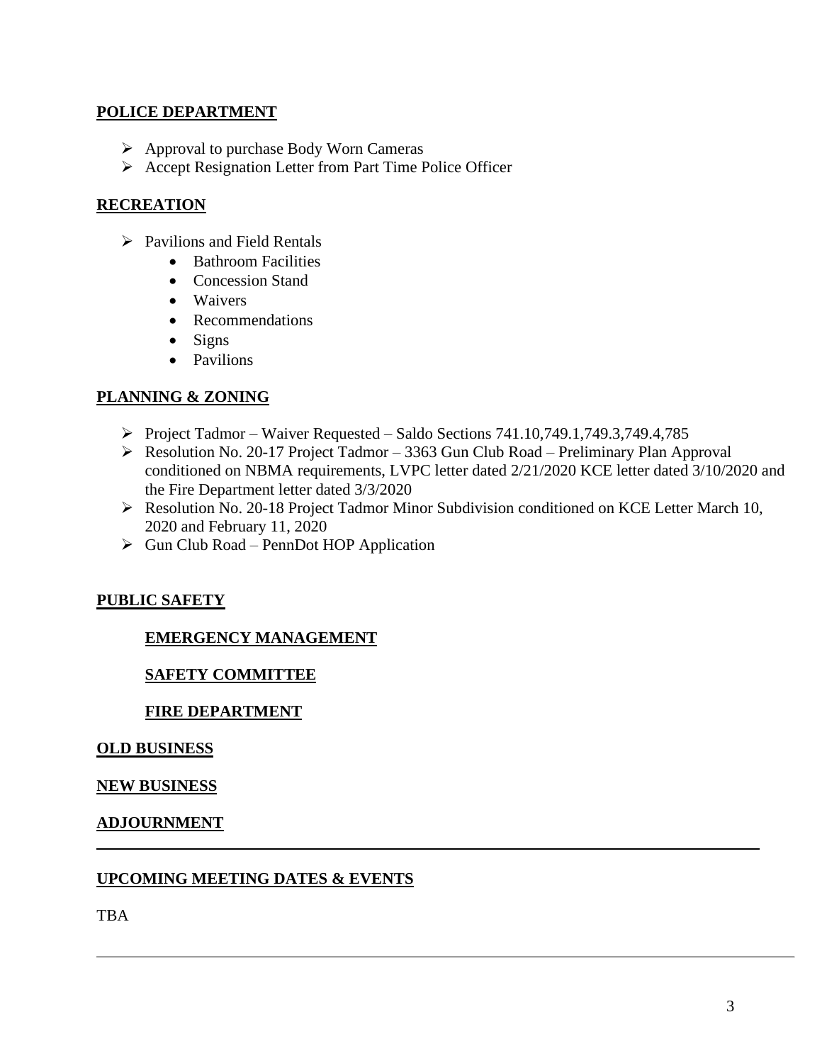**POLICE DEPARTMENT**

- Approval to purchase Body Worn Cameras
- Accept Resignation Letter from Part Time Police Officer

**RECREATION**

- Pavilions and Field Rentals
  - Bathroom Facilities
  - Concession Stand
  - Waivers
  - Recommendations
  - Signs
  - Pavilions

**PLANNING & ZONING**

- Project Tadmor – Waiver Requested – Saldo Sections 741.10,749.1,749.3,749.4,785
- Resolution No. 20-17 Project Tadmor – 3363 Gun Club Road – Preliminary Plan Approval conditioned on NBMA requirements, LVPC letter dated 2/21/2020 KCE letter dated 3/10/2020 and the Fire Department letter dated 3/3/2020
- Resolution No. 20-18 Project Tadmor Minor Subdivision conditioned on KCE Letter March 10, 2020 and February 11, 2020
- Gun Club Road – PennDot HOP Application

**PUBLIC SAFETY**

**EMERGENCY MANAGEMENT**

**SAFETY COMMITTEE**

**FIRE DEPARTMENT**

**OLD BUSINESS**

**NEW BUSINESS**

**ADJOURNMENT**

---

**UPCOMING MEETING DATES & EVENTS**

TBA